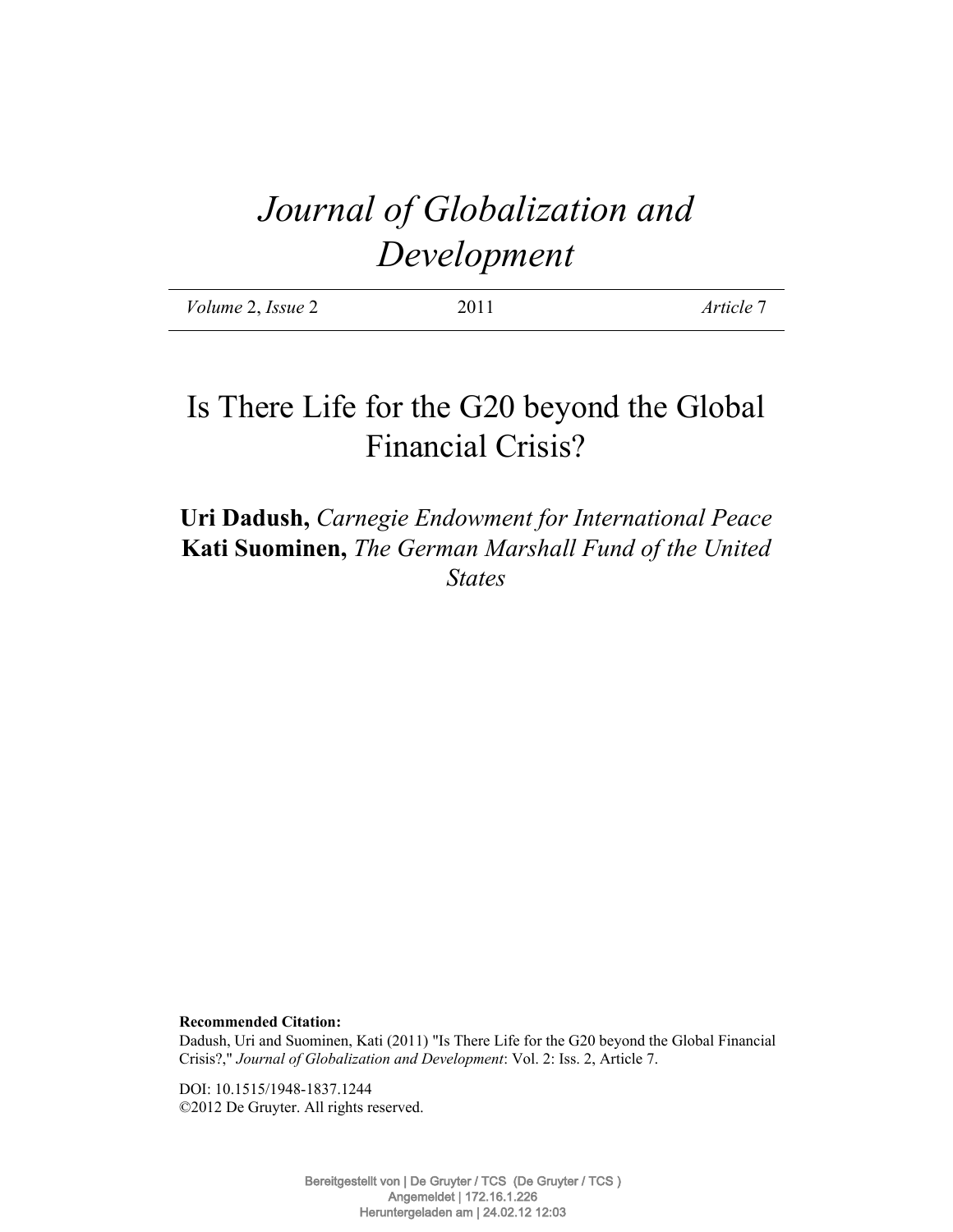# *Journal of Globalization and Development*

| *Volume* 2, *Issue* 2 | 2011 | *Article* 7 |
|---|---|---|

# Is There Life for the G20 beyond the Global Financial Crisis?

**Uri Dadush,** *Carnegie Endowment for International Peace*
**Kati Suominen,** *The German Marshall Fund of the United States*

**Recommended Citation:**
Dadush, Uri and Suominen, Kati (2011) "Is There Life for the G20 beyond the Global Financial Crisis?," *Journal of Globalization and Development*: Vol. 2: Iss. 2, Article 7.

DOI: 10.1515/1948-1837.1244
©2012 De Gruyter. All rights reserved.

Bereitgestellt von | De Gruyter / TCS (De Gruyter / TCS )
Angemeldet | 172.16.1.226
Heruntergeladen am | 24.02.12 12:03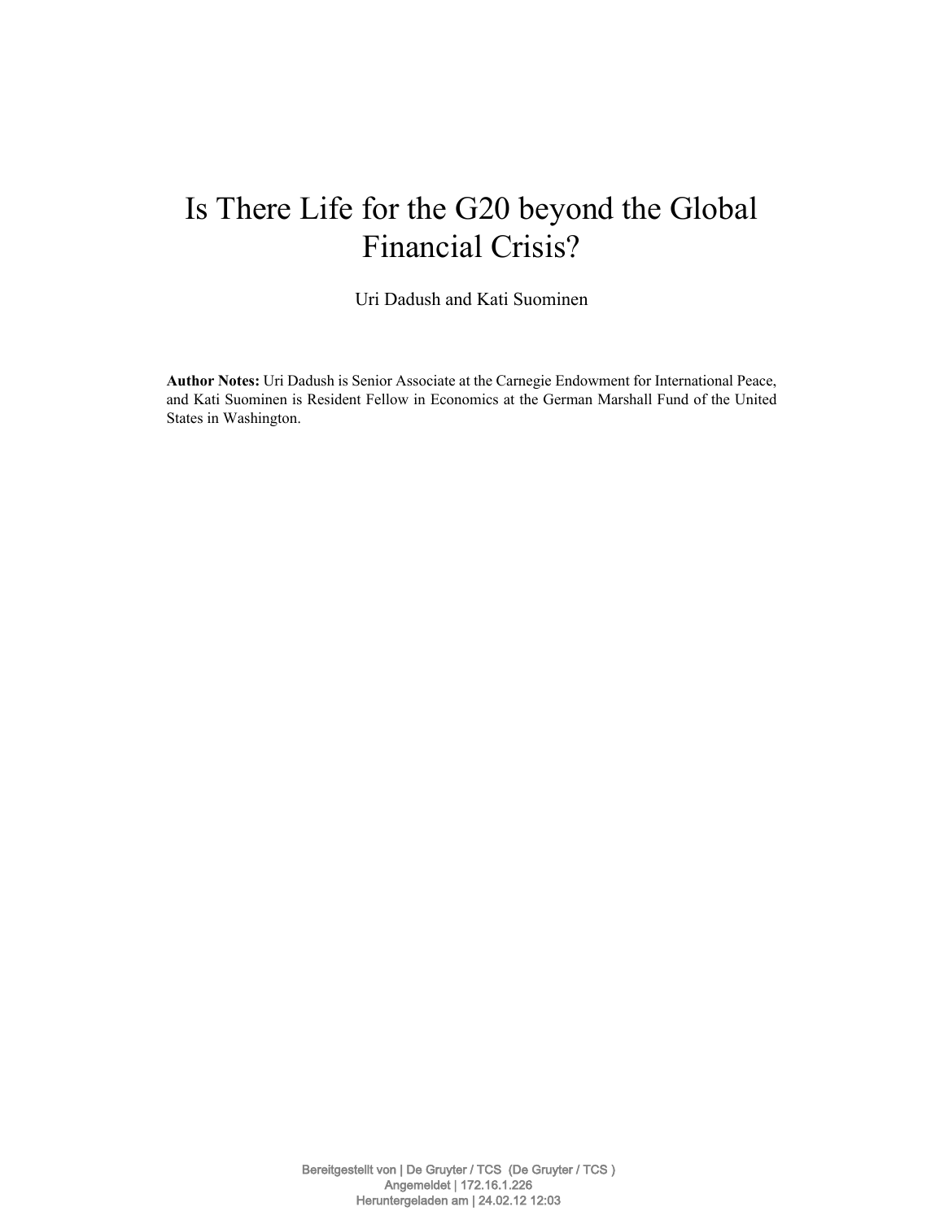# Is There Life for the G20 beyond the Global Financial Crisis?

Uri Dadush and Kati Suominen

**Author Notes:** Uri Dadush is Senior Associate at the Carnegie Endowment for International Peace, and Kati Suominen is Resident Fellow in Economics at the German Marshall Fund of the United States in Washington.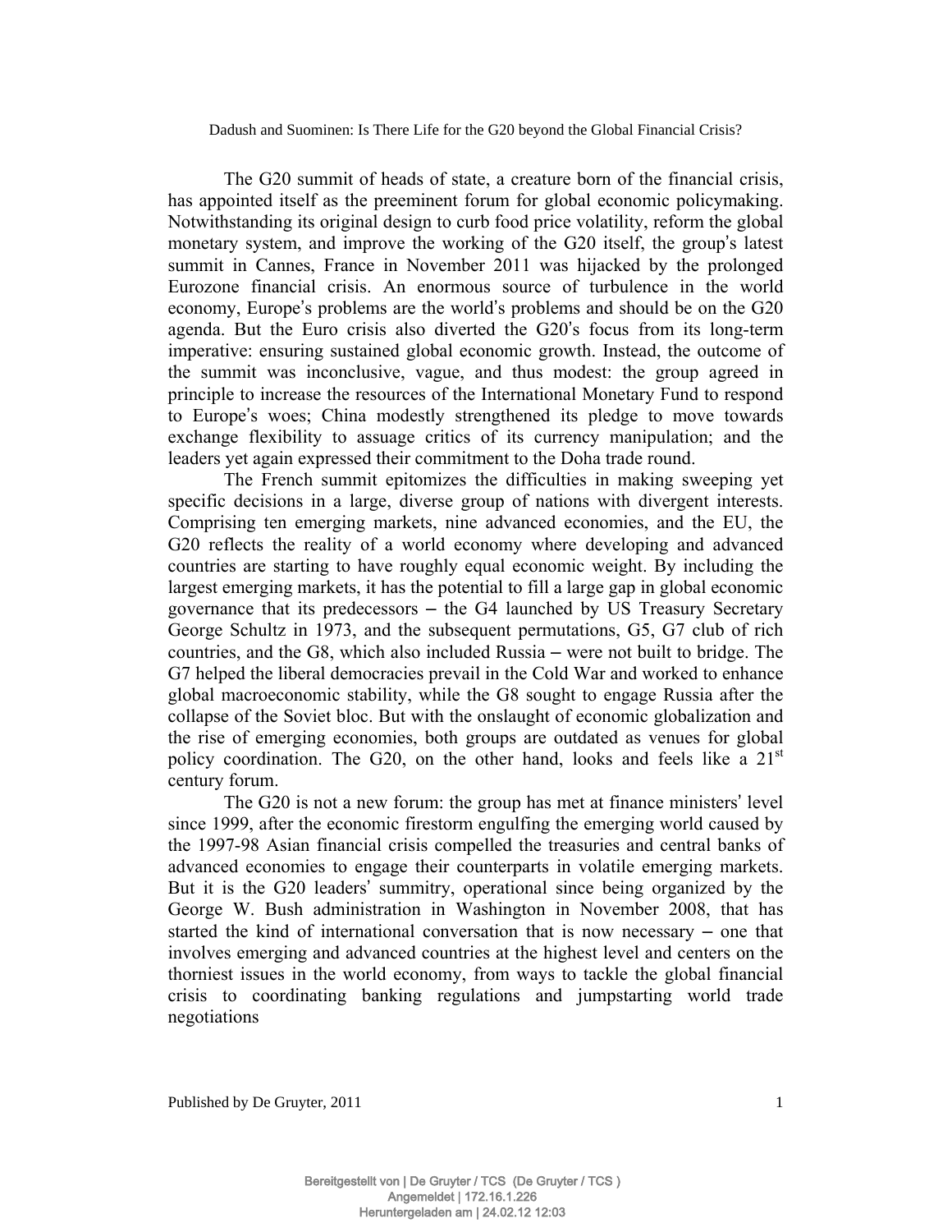The G20 summit of heads of state, a creature born of the financial crisis, has appointed itself as the preeminent forum for global economic policymaking. Notwithstanding its original design to curb food price volatility, reform the global monetary system, and improve the working of the G20 itself, the group's latest summit in Cannes, France in November 2011 was hijacked by the prolonged Eurozone financial crisis. An enormous source of turbulence in the world economy, Europe's problems are the world's problems and should be on the G20 agenda. But the Euro crisis also diverted the G20's focus from its long-term imperative: ensuring sustained global economic growth. Instead, the outcome of the summit was inconclusive, vague, and thus modest: the group agreed in principle to increase the resources of the International Monetary Fund to respond to Europe's woes; China modestly strengthened its pledge to move towards exchange flexibility to assuage critics of its currency manipulation; and the leaders yet again expressed their commitment to the Doha trade round.

The French summit epitomizes the difficulties in making sweeping yet specific decisions in a large, diverse group of nations with divergent interests. Comprising ten emerging markets, nine advanced economies, and the EU, the G20 reflects the reality of a world economy where developing and advanced countries are starting to have roughly equal economic weight. By including the largest emerging markets, it has the potential to fill a large gap in global economic governance that its predecessors – the G4 launched by US Treasury Secretary George Schultz in 1973, and the subsequent permutations, G5, G7 club of rich countries, and the G8, which also included Russia – were not built to bridge. The G7 helped the liberal democracies prevail in the Cold War and worked to enhance global macroeconomic stability, while the G8 sought to engage Russia after the collapse of the Soviet bloc. But with the onslaught of economic globalization and the rise of emerging economies, both groups are outdated as venues for global policy coordination. The G20, on the other hand, looks and feels like a 21st century forum.

The G20 is not a new forum: the group has met at finance ministers' level since 1999, after the economic firestorm engulfing the emerging world caused by the 1997-98 Asian financial crisis compelled the treasuries and central banks of advanced economies to engage their counterparts in volatile emerging markets. But it is the G20 leaders' summitry, operational since being organized by the George W. Bush administration in Washington in November 2008, that has started the kind of international conversation that is now necessary – one that involves emerging and advanced countries at the highest level and centers on the thorniest issues in the world economy, from ways to tackle the global financial crisis to coordinating banking regulations and jumpstarting world trade negotiations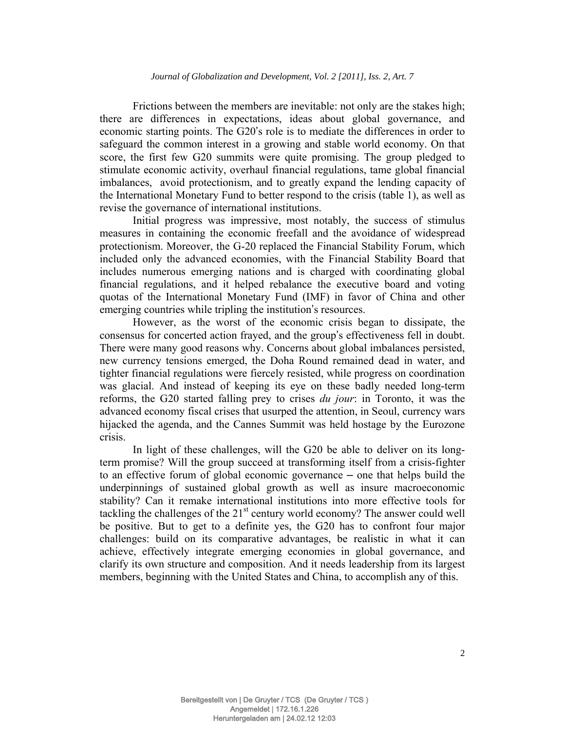Frictions between the members are inevitable: not only are the stakes high; there are differences in expectations, ideas about global governance, and economic starting points. The G20's role is to mediate the differences in order to safeguard the common interest in a growing and stable world economy. On that score, the first few G20 summits were quite promising. The group pledged to stimulate economic activity, overhaul financial regulations, tame global financial imbalances, avoid protectionism, and to greatly expand the lending capacity of the International Monetary Fund to better respond to the crisis (table 1), as well as revise the governance of international institutions.

Initial progress was impressive, most notably, the success of stimulus measures in containing the economic freefall and the avoidance of widespread protectionism. Moreover, the G-20 replaced the Financial Stability Forum, which included only the advanced economies, with the Financial Stability Board that includes numerous emerging nations and is charged with coordinating global financial regulations, and it helped rebalance the executive board and voting quotas of the International Monetary Fund (IMF) in favor of China and other emerging countries while tripling the institution's resources.

However, as the worst of the economic crisis began to dissipate, the consensus for concerted action frayed, and the group's effectiveness fell in doubt. There were many good reasons why. Concerns about global imbalances persisted, new currency tensions emerged, the Doha Round remained dead in water, and tighter financial regulations were fiercely resisted, while progress on coordination was glacial. And instead of keeping its eye on these badly needed long-term reforms, the G20 started falling prey to crises *du jour*: in Toronto, it was the advanced economy fiscal crises that usurped the attention, in Seoul, currency wars hijacked the agenda, and the Cannes Summit was held hostage by the Eurozone crisis.

In light of these challenges, will the G20 be able to deliver on its long-term promise? Will the group succeed at transforming itself from a crisis-fighter to an effective forum of global economic governance – one that helps build the underpinnings of sustained global growth as well as insure macroeconomic stability? Can it remake international institutions into more effective tools for tackling the challenges of the 21st century world economy? The answer could well be positive. But to get to a definite yes, the G20 has to confront four major challenges: build on its comparative advantages, be realistic in what it can achieve, effectively integrate emerging economies in global governance, and clarify its own structure and composition. And it needs leadership from its largest members, beginning with the United States and China, to accomplish any of this.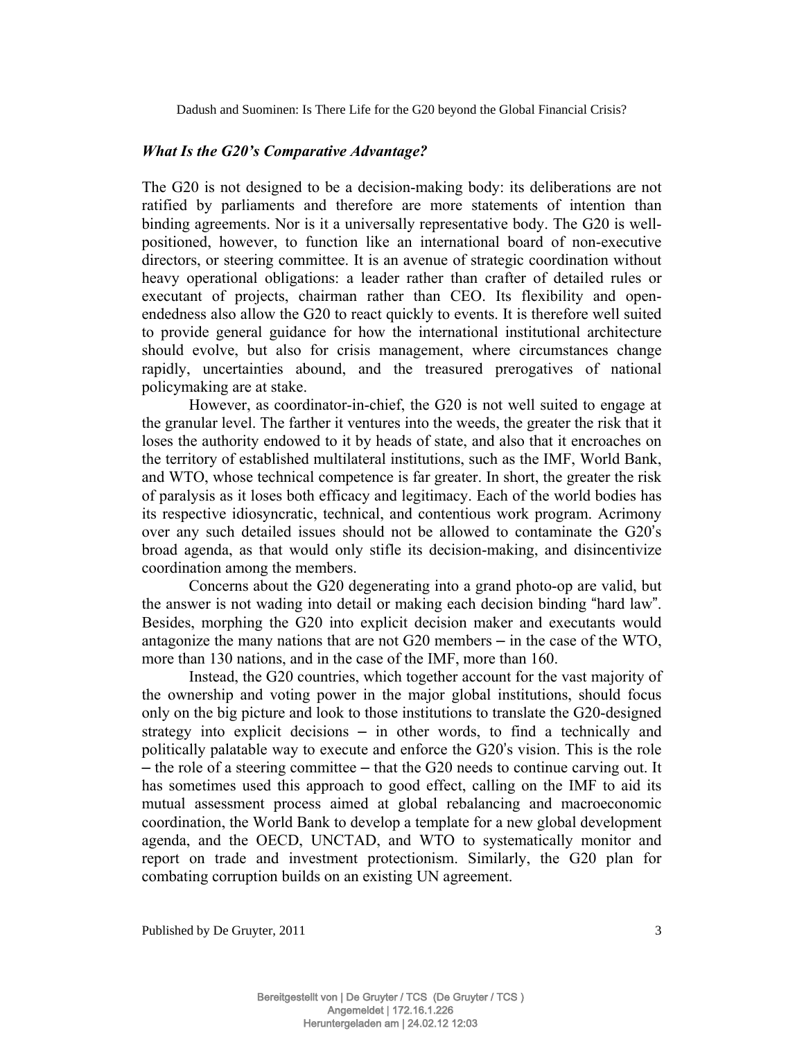### *What Is the G20's Comparative Advantage?*

The G20 is not designed to be a decision-making body: its deliberations are not ratified by parliaments and therefore are more statements of intention than binding agreements. Nor is it a universally representative body. The G20 is well-positioned, however, to function like an international board of non-executive directors, or steering committee. It is an avenue of strategic coordination without heavy operational obligations: a leader rather than crafter of detailed rules or executant of projects, chairman rather than CEO. Its flexibility and open-endedness also allow the G20 to react quickly to events. It is therefore well suited to provide general guidance for how the international institutional architecture should evolve, but also for crisis management, where circumstances change rapidly, uncertainties abound, and the treasured prerogatives of national policymaking are at stake.

However, as coordinator-in-chief, the G20 is not well suited to engage at the granular level. The farther it ventures into the weeds, the greater the risk that it loses the authority endowed to it by heads of state, and also that it encroaches on the territory of established multilateral institutions, such as the IMF, World Bank, and WTO, whose technical competence is far greater. In short, the greater the risk of paralysis as it loses both efficacy and legitimacy. Each of the world bodies has its respective idiosyncratic, technical, and contentious work program. Acrimony over any such detailed issues should not be allowed to contaminate the G20's broad agenda, as that would only stifle its decision-making, and disincentivize coordination among the members.

Concerns about the G20 degenerating into a grand photo-op are valid, but the answer is not wading into detail or making each decision binding "hard law". Besides, morphing the G20 into explicit decision maker and executants would antagonize the many nations that are not G20 members – in the case of the WTO, more than 130 nations, and in the case of the IMF, more than 160.

Instead, the G20 countries, which together account for the vast majority of the ownership and voting power in the major global institutions, should focus only on the big picture and look to those institutions to translate the G20-designed strategy into explicit decisions – in other words, to find a technically and politically palatable way to execute and enforce the G20's vision. This is the role – the role of a steering committee – that the G20 needs to continue carving out. It has sometimes used this approach to good effect, calling on the IMF to aid its mutual assessment process aimed at global rebalancing and macroeconomic coordination, the World Bank to develop a template for a new global development agenda, and the OECD, UNCTAD, and WTO to systematically monitor and report on trade and investment protectionism. Similarly, the G20 plan for combating corruption builds on an existing UN agreement.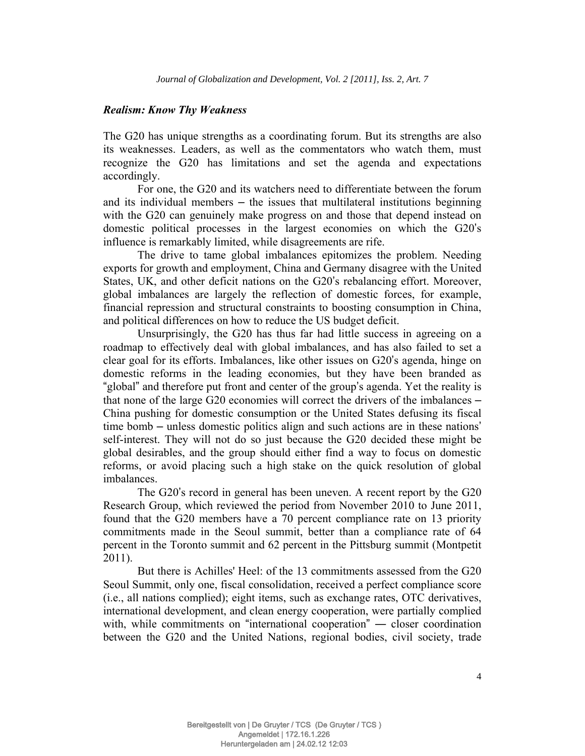### *Realism: Know Thy Weakness*

The G20 has unique strengths as a coordinating forum. But its strengths are also its weaknesses. Leaders, as well as the commentators who watch them, must recognize the G20 has limitations and set the agenda and expectations accordingly.

For one, the G20 and its watchers need to differentiate between the forum and its individual members – the issues that multilateral institutions beginning with the G20 can genuinely make progress on and those that depend instead on domestic political processes in the largest economies on which the G20's influence is remarkably limited, while disagreements are rife.

The drive to tame global imbalances epitomizes the problem. Needing exports for growth and employment, China and Germany disagree with the United States, UK, and other deficit nations on the G20's rebalancing effort. Moreover, global imbalances are largely the reflection of domestic forces, for example, financial repression and structural constraints to boosting consumption in China, and political differences on how to reduce the US budget deficit.

Unsurprisingly, the G20 has thus far had little success in agreeing on a roadmap to effectively deal with global imbalances, and has also failed to set a clear goal for its efforts. Imbalances, like other issues on G20's agenda, hinge on domestic reforms in the leading economies, but they have been branded as "global" and therefore put front and center of the group's agenda. Yet the reality is that none of the large G20 economies will correct the drivers of the imbalances – China pushing for domestic consumption or the United States defusing its fiscal time bomb – unless domestic politics align and such actions are in these nations' self-interest. They will not do so just because the G20 decided these might be global desirables, and the group should either find a way to focus on domestic reforms, or avoid placing such a high stake on the quick resolution of global imbalances.

The G20's record in general has been uneven. A recent report by the G20 Research Group, which reviewed the period from November 2010 to June 2011, found that the G20 members have a 70 percent compliance rate on 13 priority commitments made in the Seoul summit, better than a compliance rate of 64 percent in the Toronto summit and 62 percent in the Pittsburg summit (Montpetit 2011).

But there is Achilles' Heel: of the 13 commitments assessed from the G20 Seoul Summit, only one, fiscal consolidation, received a perfect compliance score (i.e., all nations complied); eight items, such as exchange rates, OTC derivatives, international development, and clean energy cooperation, were partially complied with, while commitments on "international cooperation" — closer coordination between the G20 and the United Nations, regional bodies, civil society, trade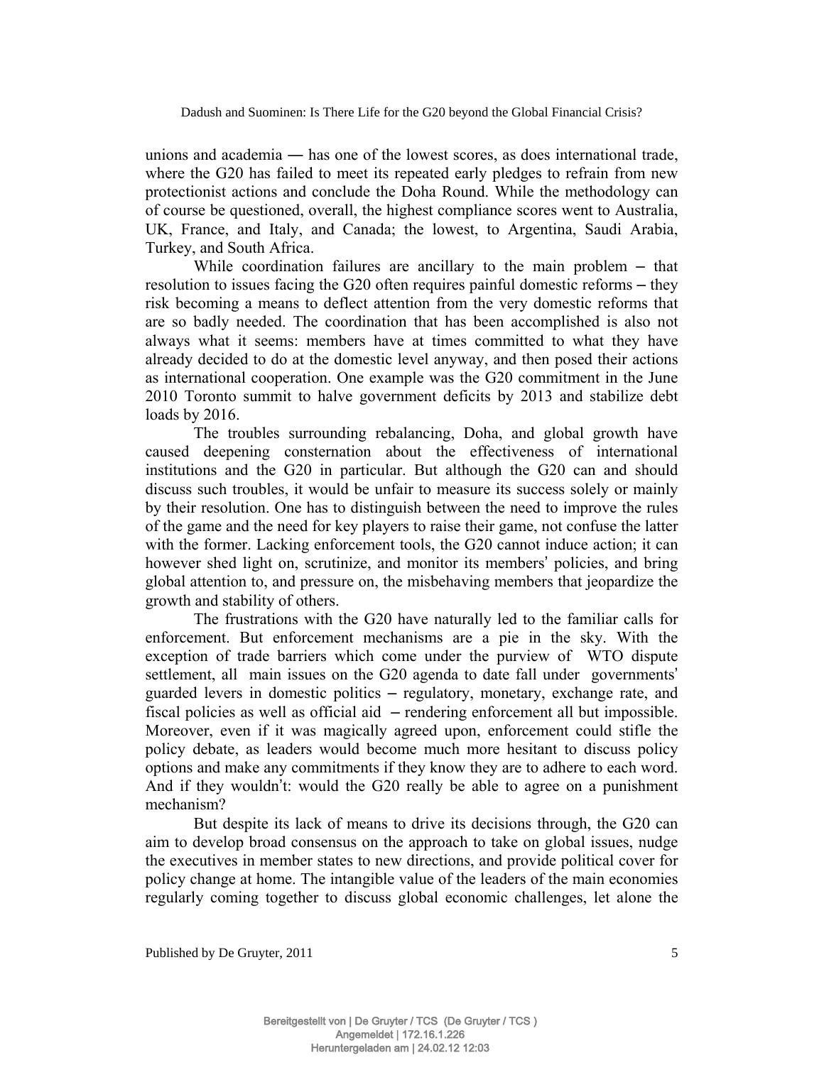unions and academia ― has one of the lowest scores, as does international trade, where the G20 has failed to meet its repeated early pledges to refrain from new protectionist actions and conclude the Doha Round. While the methodology can of course be questioned, overall, the highest compliance scores went to Australia, UK, France, and Italy, and Canada; the lowest, to Argentina, Saudi Arabia, Turkey, and South Africa.

While coordination failures are ancillary to the main problem – that resolution to issues facing the G20 often requires painful domestic reforms – they risk becoming a means to deflect attention from the very domestic reforms that are so badly needed. The coordination that has been accomplished is also not always what it seems: members have at times committed to what they have already decided to do at the domestic level anyway, and then posed their actions as international cooperation. One example was the G20 commitment in the June 2010 Toronto summit to halve government deficits by 2013 and stabilize debt loads by 2016.

The troubles surrounding rebalancing, Doha, and global growth have caused deepening consternation about the effectiveness of international institutions and the G20 in particular. But although the G20 can and should discuss such troubles, it would be unfair to measure its success solely or mainly by their resolution. One has to distinguish between the need to improve the rules of the game and the need for key players to raise their game, not confuse the latter with the former. Lacking enforcement tools, the G20 cannot induce action; it can however shed light on, scrutinize, and monitor its members' policies, and bring global attention to, and pressure on, the misbehaving members that jeopardize the growth and stability of others.

The frustrations with the G20 have naturally led to the familiar calls for enforcement. But enforcement mechanisms are a pie in the sky. With the exception of trade barriers which come under the purview of WTO dispute settlement, all main issues on the G20 agenda to date fall under governments' guarded levers in domestic politics – regulatory, monetary, exchange rate, and fiscal policies as well as official aid – rendering enforcement all but impossible. Moreover, even if it was magically agreed upon, enforcement could stifle the policy debate, as leaders would become much more hesitant to discuss policy options and make any commitments if they know they are to adhere to each word. And if they wouldn't: would the G20 really be able to agree on a punishment mechanism?

But despite its lack of means to drive its decisions through, the G20 can aim to develop broad consensus on the approach to take on global issues, nudge the executives in member states to new directions, and provide political cover for policy change at home. The intangible value of the leaders of the main economies regularly coming together to discuss global economic challenges, let alone the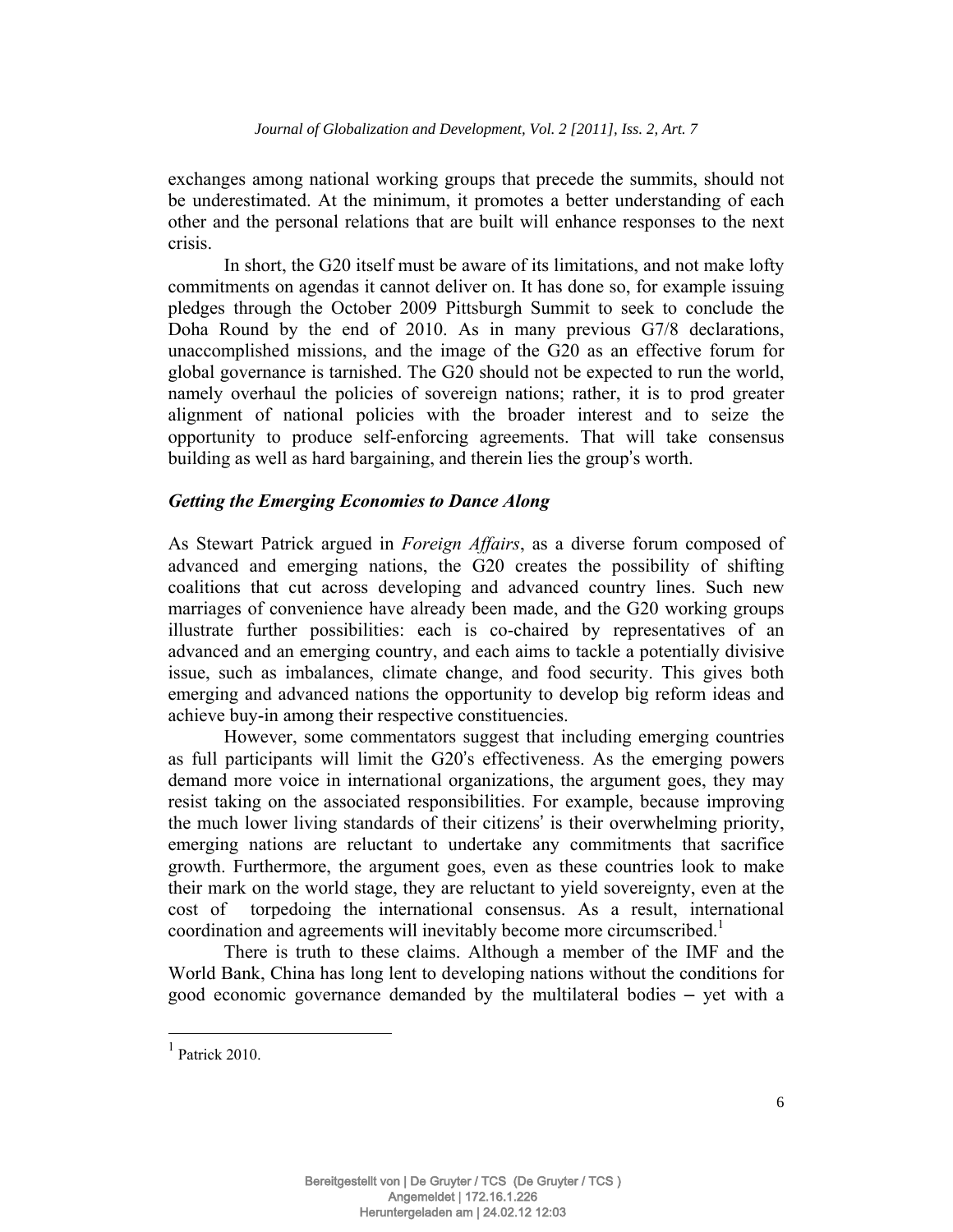exchanges among national working groups that precede the summits, should not be underestimated. At the minimum, it promotes a better understanding of each other and the personal relations that are built will enhance responses to the next crisis.

In short, the G20 itself must be aware of its limitations, and not make lofty commitments on agendas it cannot deliver on. It has done so, for example issuing pledges through the October 2009 Pittsburgh Summit to seek to conclude the Doha Round by the end of 2010. As in many previous G7/8 declarations, unaccomplished missions, and the image of the G20 as an effective forum for global governance is tarnished. The G20 should not be expected to run the world, namely overhaul the policies of sovereign nations; rather, it is to prod greater alignment of national policies with the broader interest and to seize the opportunity to produce self-enforcing agreements. That will take consensus building as well as hard bargaining, and therein lies the group's worth.

### *Getting the Emerging Economies to Dance Along*

As Stewart Patrick argued in *Foreign Affairs*, as a diverse forum composed of advanced and emerging nations, the G20 creates the possibility of shifting coalitions that cut across developing and advanced country lines. Such new marriages of convenience have already been made, and the G20 working groups illustrate further possibilities: each is co-chaired by representatives of an advanced and an emerging country, and each aims to tackle a potentially divisive issue, such as imbalances, climate change, and food security. This gives both emerging and advanced nations the opportunity to develop big reform ideas and achieve buy-in among their respective constituencies.

However, some commentators suggest that including emerging countries as full participants will limit the G20's effectiveness. As the emerging powers demand more voice in international organizations, the argument goes, they may resist taking on the associated responsibilities. For example, because improving the much lower living standards of their citizens' is their overwhelming priority, emerging nations are reluctant to undertake any commitments that sacrifice growth. Furthermore, the argument goes, even as these countries look to make their mark on the world stage, they are reluctant to yield sovereignty, even at the cost of torpedoing the international consensus. As a result, international coordination and agreements will inevitably become more circumscribed.[1]

There is truth to these claims. Although a member of the IMF and the World Bank, China has long lent to developing nations without the conditions for good economic governance demanded by the multilateral bodies – yet with a

[1] Patrick 2010.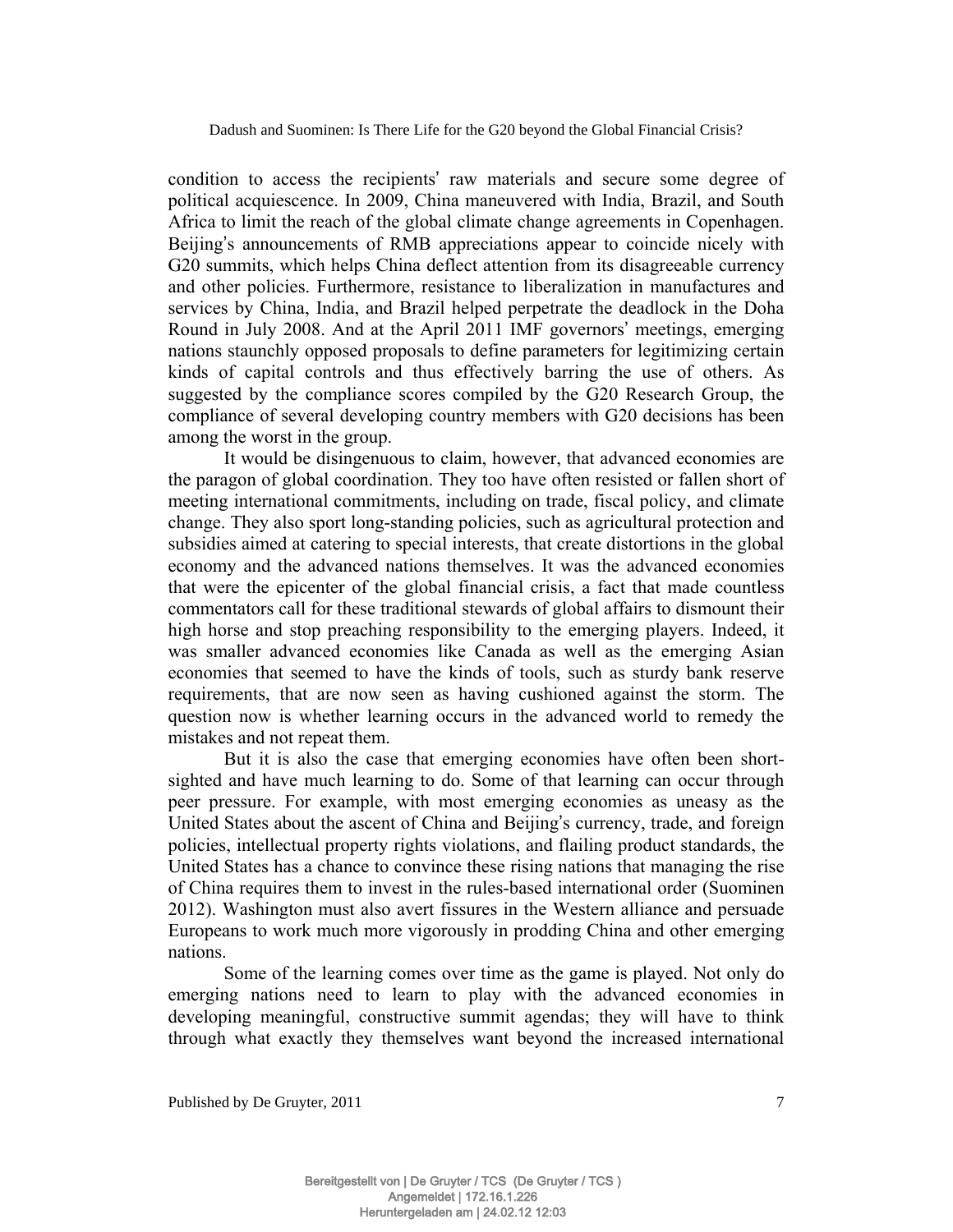condition to access the recipients' raw materials and secure some degree of political acquiescence. In 2009, China maneuvered with India, Brazil, and South Africa to limit the reach of the global climate change agreements in Copenhagen. Beijing's announcements of RMB appreciations appear to coincide nicely with G20 summits, which helps China deflect attention from its disagreeable currency and other policies. Furthermore, resistance to liberalization in manufactures and services by China, India, and Brazil helped perpetrate the deadlock in the Doha Round in July 2008. And at the April 2011 IMF governors' meetings, emerging nations staunchly opposed proposals to define parameters for legitimizing certain kinds of capital controls and thus effectively barring the use of others. As suggested by the compliance scores compiled by the G20 Research Group, the compliance of several developing country members with G20 decisions has been among the worst in the group.

It would be disingenuous to claim, however, that advanced economies are the paragon of global coordination. They too have often resisted or fallen short of meeting international commitments, including on trade, fiscal policy, and climate change. They also sport long-standing policies, such as agricultural protection and subsidies aimed at catering to special interests, that create distortions in the global economy and the advanced nations themselves. It was the advanced economies that were the epicenter of the global financial crisis, a fact that made countless commentators call for these traditional stewards of global affairs to dismount their high horse and stop preaching responsibility to the emerging players. Indeed, it was smaller advanced economies like Canada as well as the emerging Asian economies that seemed to have the kinds of tools, such as sturdy bank reserve requirements, that are now seen as having cushioned against the storm. The question now is whether learning occurs in the advanced world to remedy the mistakes and not repeat them.

But it is also the case that emerging economies have often been short-sighted and have much learning to do. Some of that learning can occur through peer pressure. For example, with most emerging economies as uneasy as the United States about the ascent of China and Beijing's currency, trade, and foreign policies, intellectual property rights violations, and flailing product standards, the United States has a chance to convince these rising nations that managing the rise of China requires them to invest in the rules-based international order (Suominen 2012). Washington must also avert fissures in the Western alliance and persuade Europeans to work much more vigorously in prodding China and other emerging nations.

Some of the learning comes over time as the game is played. Not only do emerging nations need to learn to play with the advanced economies in developing meaningful, constructive summit agendas; they will have to think through what exactly they themselves want beyond the increased international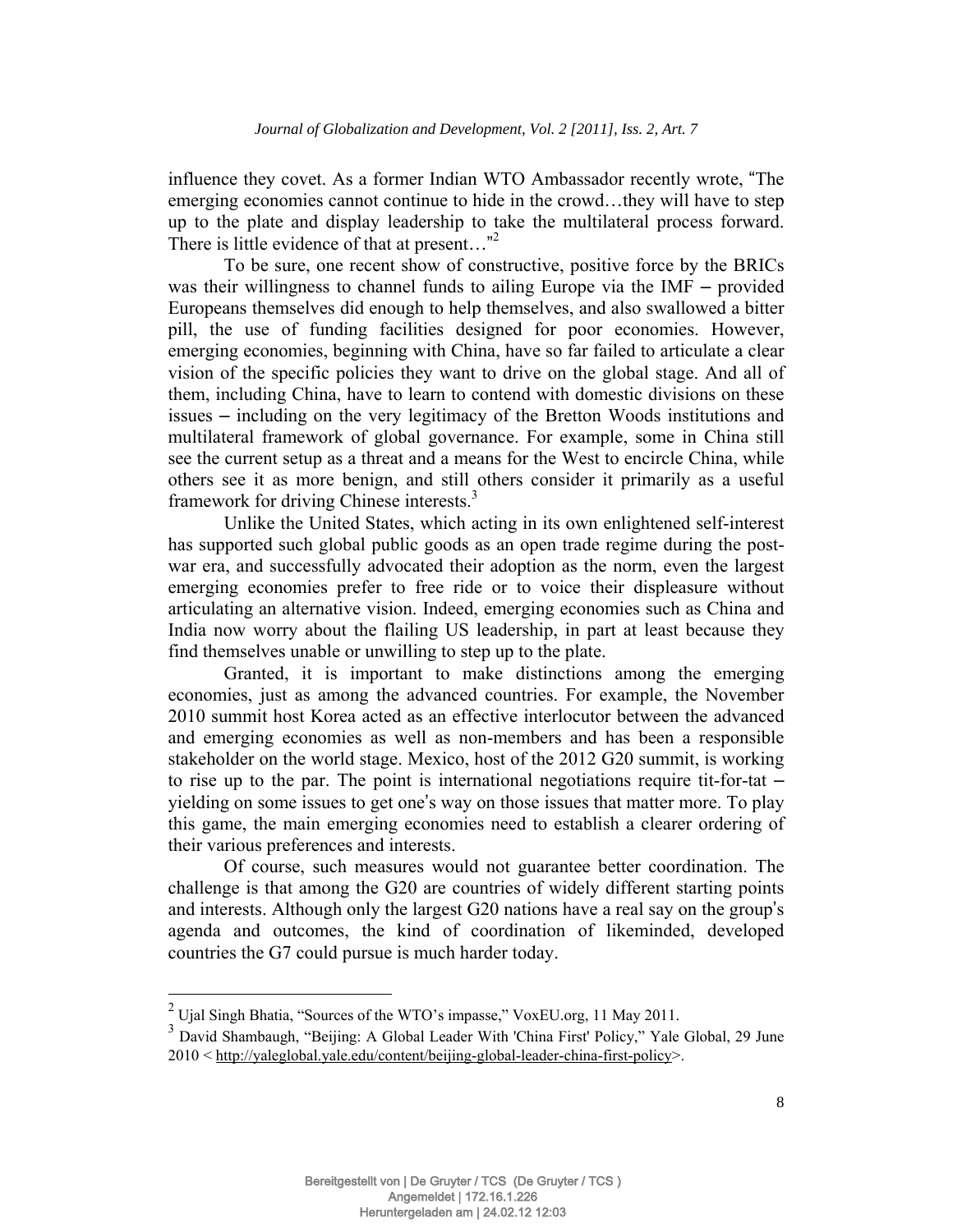influence they covet. As a former Indian WTO Ambassador recently wrote, "The emerging economies cannot continue to hide in the crowd…they will have to step up to the plate and display leadership to take the multilateral process forward. There is little evidence of that at present…"[2]

To be sure, one recent show of constructive, positive force by the BRICs was their willingness to channel funds to ailing Europe via the IMF – provided Europeans themselves did enough to help themselves, and also swallowed a bitter pill, the use of funding facilities designed for poor economies. However, emerging economies, beginning with China, have so far failed to articulate a clear vision of the specific policies they want to drive on the global stage. And all of them, including China, have to learn to contend with domestic divisions on these issues – including on the very legitimacy of the Bretton Woods institutions and multilateral framework of global governance. For example, some in China still see the current setup as a threat and a means for the West to encircle China, while others see it as more benign, and still others consider it primarily as a useful framework for driving Chinese interests.[3]

Unlike the United States, which acting in its own enlightened self-interest has supported such global public goods as an open trade regime during the post-war era, and successfully advocated their adoption as the norm, even the largest emerging economies prefer to free ride or to voice their displeasure without articulating an alternative vision. Indeed, emerging economies such as China and India now worry about the flailing US leadership, in part at least because they find themselves unable or unwilling to step up to the plate.

Granted, it is important to make distinctions among the emerging economies, just as among the advanced countries. For example, the November 2010 summit host Korea acted as an effective interlocutor between the advanced and emerging economies as well as non-members and has been a responsible stakeholder on the world stage. Mexico, host of the 2012 G20 summit, is working to rise up to the par. The point is international negotiations require tit-for-tat – yielding on some issues to get one's way on those issues that matter more. To play this game, the main emerging economies need to establish a clearer ordering of their various preferences and interests.

Of course, such measures would not guarantee better coordination. The challenge is that among the G20 are countries of widely different starting points and interests. Although only the largest G20 nations have a real say on the group's agenda and outcomes, the kind of coordination of likeminded, developed countries the G7 could pursue is much harder today.

---

[2] Ujal Singh Bhatia, "Sources of the WTO's impasse," VoxEU.org, 11 May 2011.

[3] David Shambaugh, "Beijing: A Global Leader With 'China First' Policy," Yale Global, 29 June 2010 < http://yaleglobal.yale.edu/content/beijing-global-leader-china-first-policy>.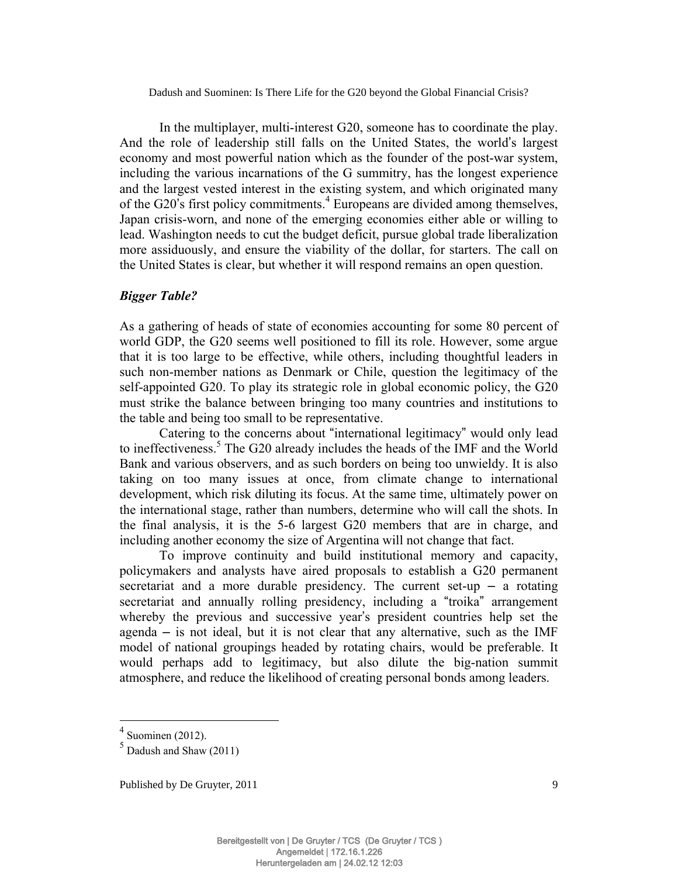In the multiplayer, multi-interest G20, someone has to coordinate the play. And the role of leadership still falls on the United States, the world's largest economy and most powerful nation which as the founder of the post-war system, including the various incarnations of the G summitry, has the longest experience and the largest vested interest in the existing system, and which originated many of the G20's first policy commitments.[4] Europeans are divided among themselves, Japan crisis-worn, and none of the emerging economies either able or willing to lead. Washington needs to cut the budget deficit, pursue global trade liberalization more assiduously, and ensure the viability of the dollar, for starters. The call on the United States is clear, but whether it will respond remains an open question.

### *Bigger Table?*

As a gathering of heads of state of economies accounting for some 80 percent of world GDP, the G20 seems well positioned to fill its role. However, some argue that it is too large to be effective, while others, including thoughtful leaders in such non-member nations as Denmark or Chile, question the legitimacy of the self-appointed G20. To play its strategic role in global economic policy, the G20 must strike the balance between bringing too many countries and institutions to the table and being too small to be representative.

Catering to the concerns about "international legitimacy" would only lead to ineffectiveness.[5] The G20 already includes the heads of the IMF and the World Bank and various observers, and as such borders on being too unwieldy. It is also taking on too many issues at once, from climate change to international development, which risk diluting its focus. At the same time, ultimately power on the international stage, rather than numbers, determine who will call the shots. In the final analysis, it is the 5-6 largest G20 members that are in charge, and including another economy the size of Argentina will not change that fact.

To improve continuity and build institutional memory and capacity, policymakers and analysts have aired proposals to establish a G20 permanent secretariat and a more durable presidency. The current set-up – a rotating secretariat and annually rolling presidency, including a "troika" arrangement whereby the previous and successive year's president countries help set the agenda – is not ideal, but it is not clear that any alternative, such as the IMF model of national groupings headed by rotating chairs, would be preferable. It would perhaps add to legitimacy, but also dilute the big-nation summit atmosphere, and reduce the likelihood of creating personal bonds among leaders.

---

[4] Suominen (2012).

[5] Dadush and Shaw (2011)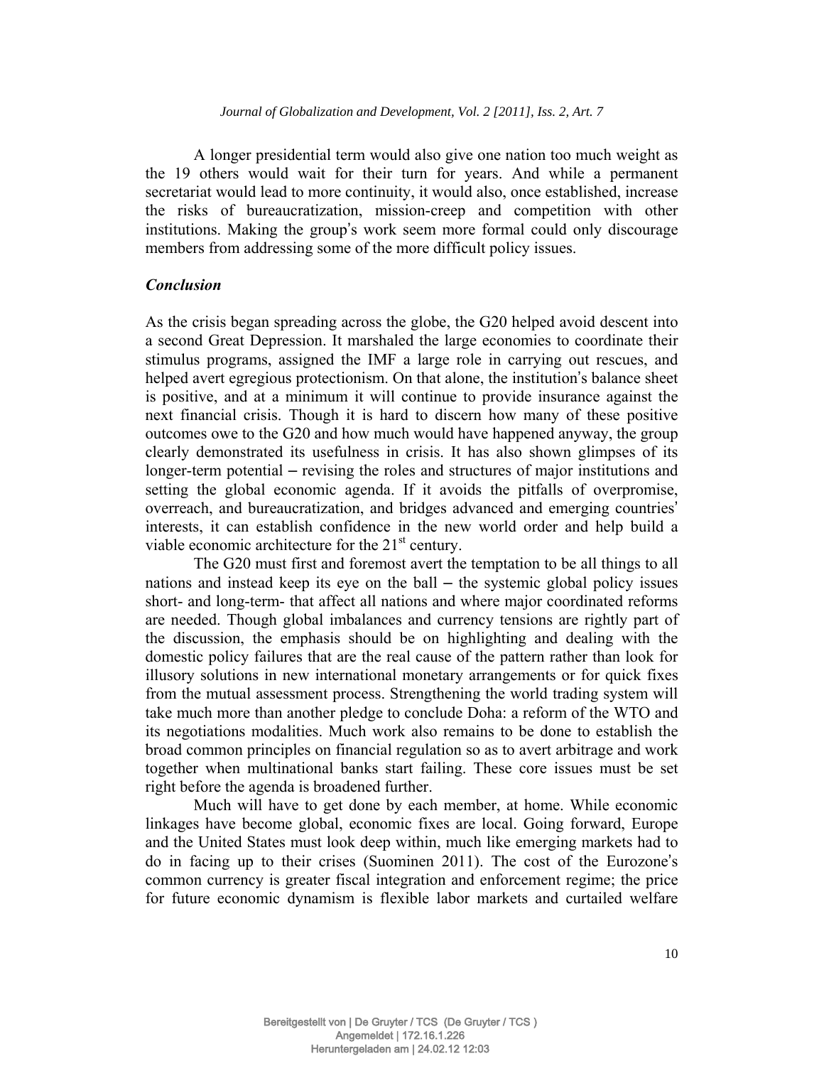A longer presidential term would also give one nation too much weight as the 19 others would wait for their turn for years. And while a permanent secretariat would lead to more continuity, it would also, once established, increase the risks of bureaucratization, mission-creep and competition with other institutions. Making the group's work seem more formal could only discourage members from addressing some of the more difficult policy issues.

### *Conclusion*

As the crisis began spreading across the globe, the G20 helped avoid descent into a second Great Depression. It marshaled the large economies to coordinate their stimulus programs, assigned the IMF a large role in carrying out rescues, and helped avert egregious protectionism. On that alone, the institution's balance sheet is positive, and at a minimum it will continue to provide insurance against the next financial crisis. Though it is hard to discern how many of these positive outcomes owe to the G20 and how much would have happened anyway, the group clearly demonstrated its usefulness in crisis. It has also shown glimpses of its longer-term potential – revising the roles and structures of major institutions and setting the global economic agenda. If it avoids the pitfalls of overpromise, overreach, and bureaucratization, and bridges advanced and emerging countries' interests, it can establish confidence in the new world order and help build a viable economic architecture for the 21st century.

The G20 must first and foremost avert the temptation to be all things to all nations and instead keep its eye on the ball – the systemic global policy issues short- and long-term- that affect all nations and where major coordinated reforms are needed. Though global imbalances and currency tensions are rightly part of the discussion, the emphasis should be on highlighting and dealing with the domestic policy failures that are the real cause of the pattern rather than look for illusory solutions in new international monetary arrangements or for quick fixes from the mutual assessment process. Strengthening the world trading system will take much more than another pledge to conclude Doha: a reform of the WTO and its negotiations modalities. Much work also remains to be done to establish the broad common principles on financial regulation so as to avert arbitrage and work together when multinational banks start failing. These core issues must be set right before the agenda is broadened further.

Much will have to get done by each member, at home. While economic linkages have become global, economic fixes are local. Going forward, Europe and the United States must look deep within, much like emerging markets had to do in facing up to their crises (Suominen 2011). The cost of the Eurozone's common currency is greater fiscal integration and enforcement regime; the price for future economic dynamism is flexible labor markets and curtailed welfare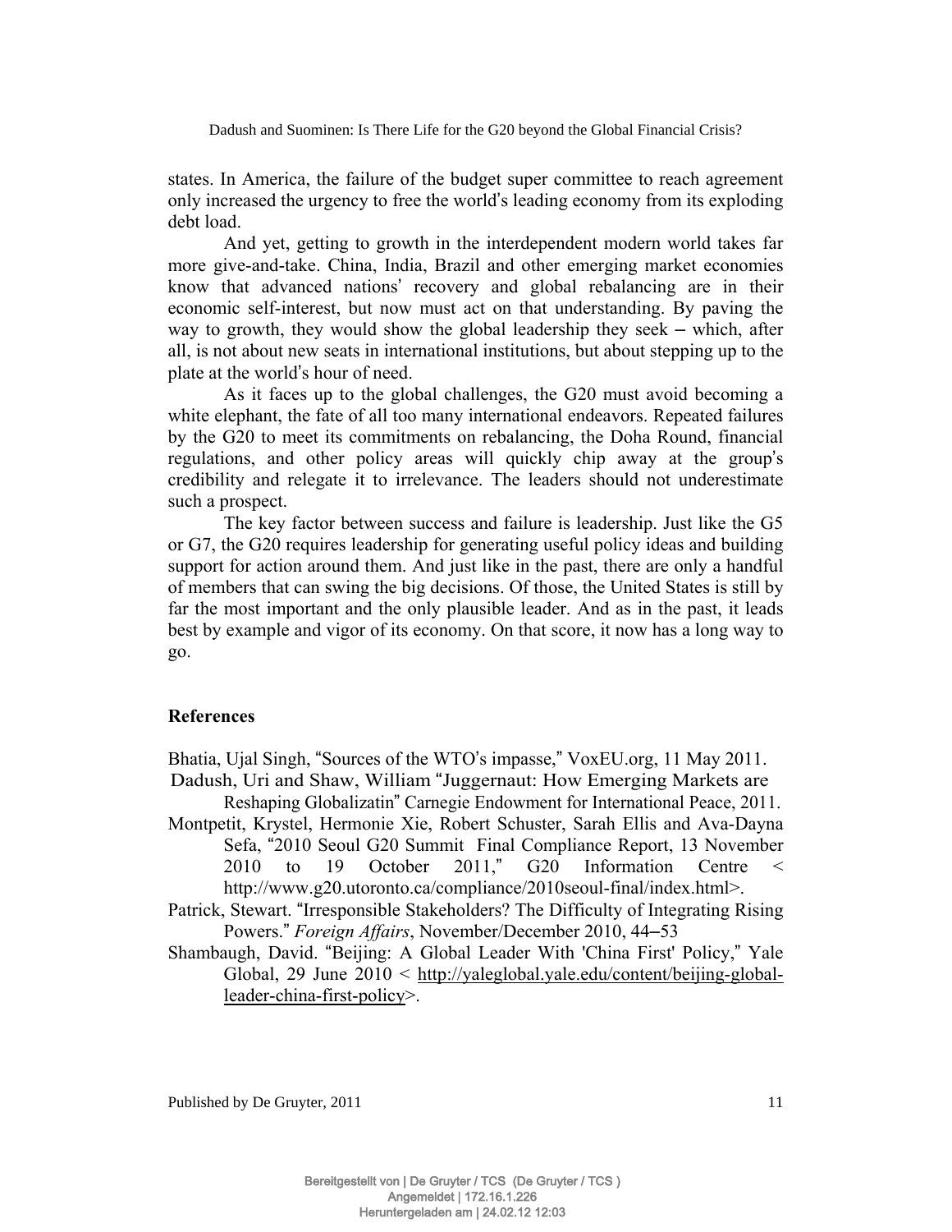states. In America, the failure of the budget super committee to reach agreement only increased the urgency to free the world's leading economy from its exploding debt load.

And yet, getting to growth in the interdependent modern world takes far more give-and-take. China, India, Brazil and other emerging market economies know that advanced nations' recovery and global rebalancing are in their economic self-interest, but now must act on that understanding. By paving the way to growth, they would show the global leadership they seek – which, after all, is not about new seats in international institutions, but about stepping up to the plate at the world's hour of need.

As it faces up to the global challenges, the G20 must avoid becoming a white elephant, the fate of all too many international endeavors. Repeated failures by the G20 to meet its commitments on rebalancing, the Doha Round, financial regulations, and other policy areas will quickly chip away at the group's credibility and relegate it to irrelevance. The leaders should not underestimate such a prospect.

The key factor between success and failure is leadership. Just like the G5 or G7, the G20 requires leadership for generating useful policy ideas and building support for action around them. And just like in the past, there are only a handful of members that can swing the big decisions. Of those, the United States is still by far the most important and the only plausible leader. And as in the past, it leads best by example and vigor of its economy. On that score, it now has a long way to go.

## References

Bhatia, Ujal Singh, "Sources of the WTO's impasse," VoxEU.org, 11 May 2011.

Dadush, Uri and Shaw, William "Juggernaut: How Emerging Markets are Reshaping Globalizatin" Carnegie Endowment for International Peace, 2011.

Montpetit, Krystel, Hermonie Xie, Robert Schuster, Sarah Ellis and Ava-Dayna Sefa, "2010 Seoul G20 Summit Final Compliance Report, 13 November 2010 to 19 October 2011," G20 Information Centre < http://www.g20.utoronto.ca/compliance/2010seoul-final/index.html>.

Patrick, Stewart. "Irresponsible Stakeholders? The Difficulty of Integrating Rising Powers." *Foreign Affairs*, November/December 2010, 44–53

Shambaugh, David. "Beijing: A Global Leader With 'China First' Policy," Yale Global, 29 June 2010 < http://yaleglobal.yale.edu/content/beijing-global-leader-china-first-policy>.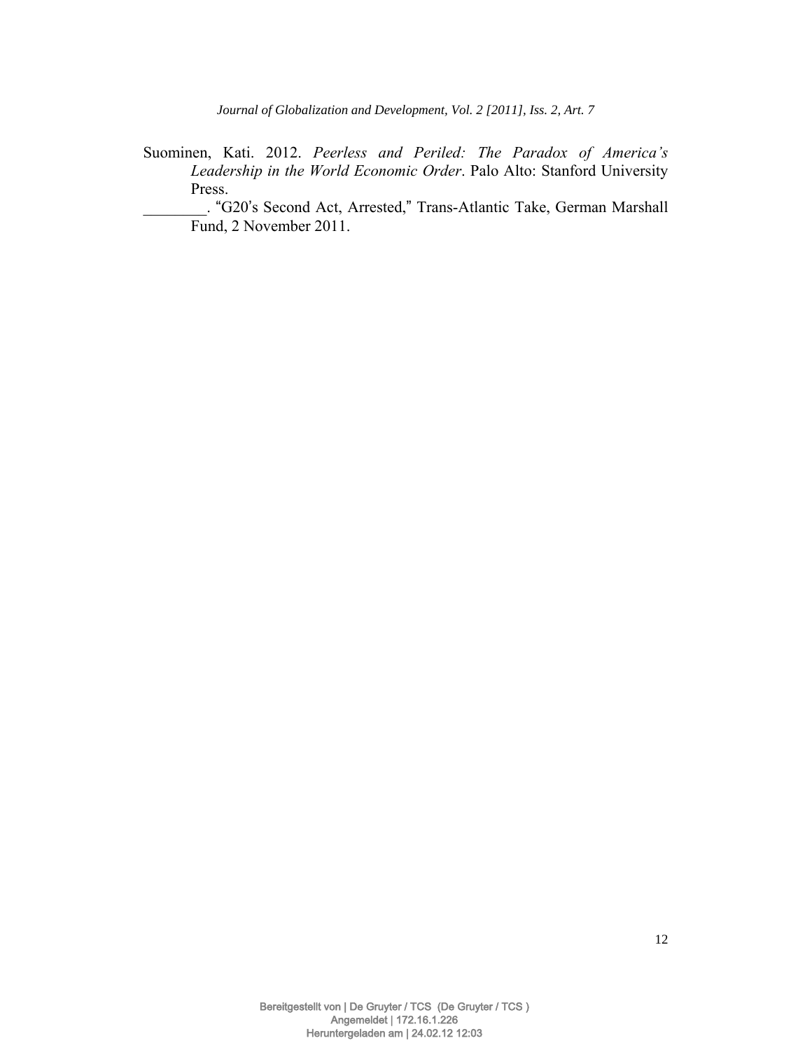Suominen, Kati. 2012. *Peerless and Periled: The Paradox of America's Leadership in the World Economic Order*. Palo Alto: Stanford University Press.

________. "G20's Second Act, Arrested," Trans-Atlantic Take, German Marshall Fund, 2 November 2011.